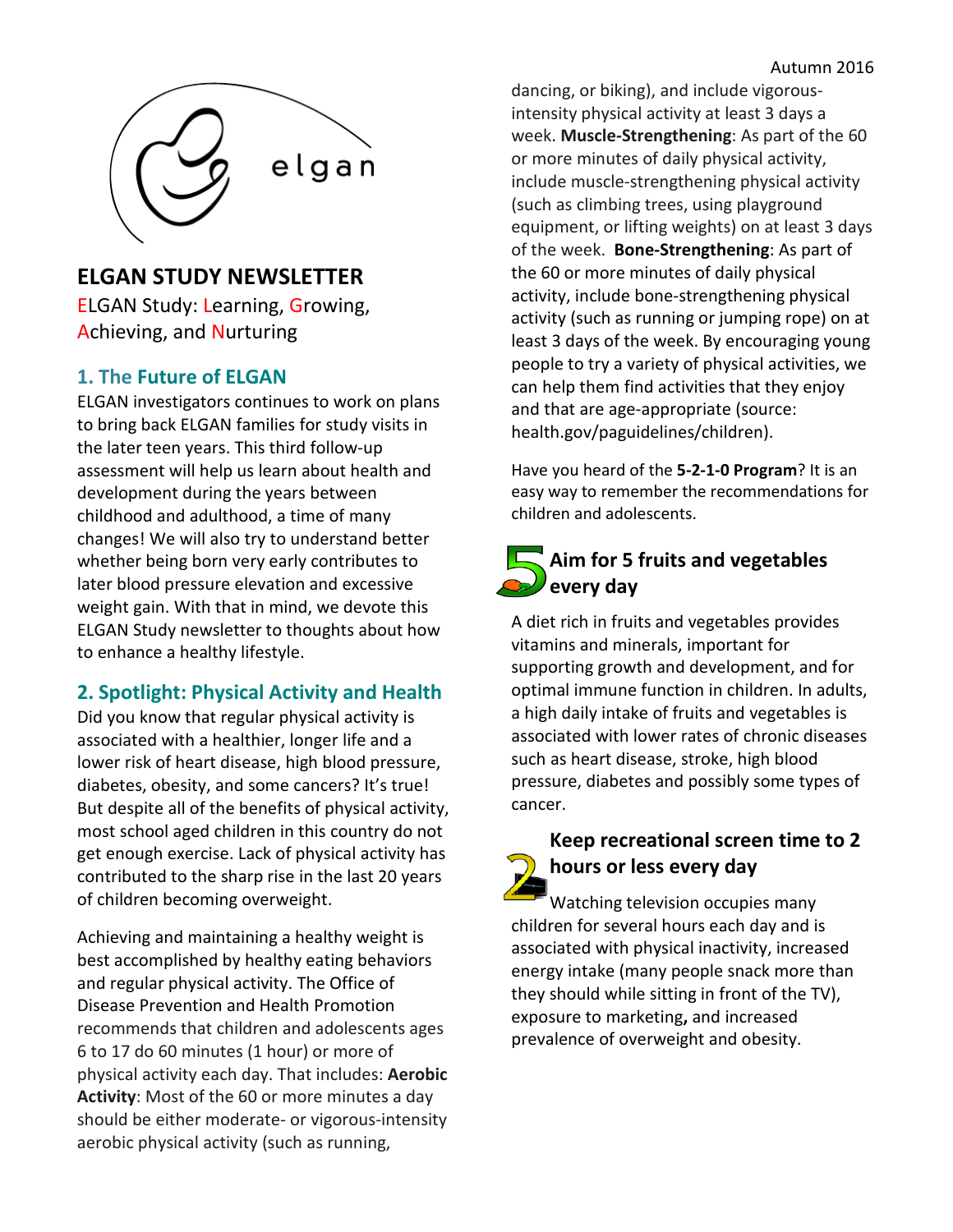Autumn 2016

elgan

# ELGAN STUDY NEWSLETTER

ELGAN Study: Learning, Growing, Achieving, and Nurturing

## 1. The Future of ELGAN

ELGAN investigators continues to work on plans to bring back ELGAN families for study visits in the later teen years. This third follow-up assessment will help us learn about health and development during the years between childhood and adulthood, a time of many changes! We will also try to understand better whether being born very early contributes to later blood pressure elevation and excessive weight gain. With that in mind, we devote this ELGAN Study newsletter to thoughts about how to enhance a healthy lifestyle.

## 2. Spotlight: Physical Activity and Health

Did you know that regular physical activity is associated with a healthier, longer life and a lower risk of heart disease, high blood pressure, diabetes, obesity, and some cancers? It's true! But despite all of the benefits of physical activity, most school aged children in this country do not get enough exercise. Lack of physical activity has contributed to the sharp rise in the last 20 years of children becoming overweight.

Achieving and maintaining a healthy weight is best accomplished by healthy eating behaviors and regular physical activity. The Office of Disease Prevention and Health Promotion recommends that children and adolescents ages 6 to 17 do 60 minutes (1 hour) or more of physical activity each day. That includes: **Aerobic Activity**: Most of the 60 or more minutes a day should be either moderate- or vigorous-intensity aerobic physical activity (such as running, dancing, or biking), and include vigorous-intensity physical activity at least 3 days a week. **Muscle-Strengthening**: As part of the 60 or more minutes of daily physical activity, include muscle-strengthening physical activity (such as climbing trees, using playground equipment, or lifting weights) on at least 3 days of the week. **Bone-Strengthening**: As part of the 60 or more minutes of daily physical activity, include bone-strengthening physical activity (such as running or jumping rope) on at least 3 days of the week. By encouraging young people to try a variety of physical activities, we can help them find activities that they enjoy and that are age-appropriate (source: health.gov/paguidelines/children).

Have you heard of the **5-2-1-0 Program**? It is an easy way to remember the recommendations for children and adolescents.

### 5 Aim for 5 fruits and vegetables every day

A diet rich in fruits and vegetables provides vitamins and minerals, important for supporting growth and development, and for optimal immune function in children. In adults, a high daily intake of fruits and vegetables is associated with lower rates of chronic diseases such as heart disease, stroke, high blood pressure, diabetes and possibly some types of cancer.

### 2 Keep recreational screen time to 2 hours or less every day

Watching television occupies many children for several hours each day and is associated with physical inactivity, increased energy intake (many people snack more than they should while sitting in front of the TV), exposure to marketing**,** and increased prevalence of overweight and obesity.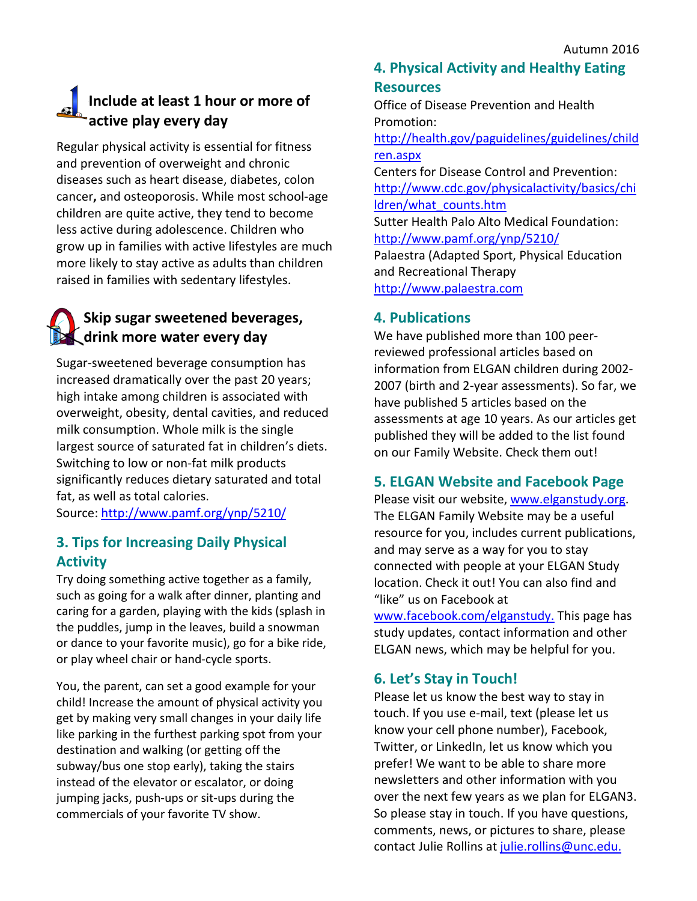## Include at least 1 hour or more of active play every day

Regular physical activity is essential for fitness and prevention of overweight and chronic diseases such as heart disease, diabetes, colon cancer**,** and osteoporosis. While most school-age children are quite active, they tend to become less active during adolescence. Children who grow up in families with active lifestyles are much more likely to stay active as adults than children raised in families with sedentary lifestyles.

## Skip sugar sweetened beverages, drink more water every day

Sugar-sweetened beverage consumption has increased dramatically over the past 20 years; high intake among children is associated with overweight, obesity, dental cavities, and reduced milk consumption. Whole milk is the single largest source of saturated fat in children's diets. Switching to low or non-fat milk products significantly reduces dietary saturated and total fat, as well as total calories.

Source: [http://www.pamf.org/ynp/5210/](http://www.pamf.org/ynp/5210/)

## 3. Tips for Increasing Daily Physical Activity

Try doing something active together as a family, such as going for a walk after dinner, planting and caring for a garden, playing with the kids (splash in the puddles, jump in the leaves, build a snowman or dance to your favorite music), go for a bike ride, or play wheel chair or hand-cycle sports.

You, the parent, can set a good example for your child! Increase the amount of physical activity you get by making very small changes in your daily life like parking in the furthest parking spot from your destination and walking (or getting off the subway/bus one stop early), taking the stairs instead of the elevator or escalator, or doing jumping jacks, push-ups or sit-ups during the commercials of your favorite TV show.

## 4. Physical Activity and Healthy Eating Resources

Office of Disease Prevention and Health Promotion:
[http://health.gov/paguidelines/guidelines/children.aspx](http://health.gov/paguidelines/guidelines/children.aspx)

Centers for Disease Control and Prevention:
[http://www.cdc.gov/physicalactivity/basics/children/what_counts.htm](http://www.cdc.gov/physicalactivity/basics/children/what_counts.htm)

Sutter Health Palo Alto Medical Foundation:
[http://www.pamf.org/ynp/5210/](http://www.pamf.org/ynp/5210/)

Palaestra (Adapted Sport, Physical Education and Recreational Therapy
[http://www.palaestra.com](http://www.palaestra.com)

## 4. Publications

We have published more than 100 peer-reviewed professional articles based on information from ELGAN children during 2002-2007 (birth and 2-year assessments). So far, we have published 5 articles based on the assessments at age 10 years. As our articles get published they will be added to the list found on our Family Website. Check them out!

## 5. ELGAN Website and Facebook Page

Please visit our website, [www.elganstudy.org](http://www.elganstudy.org). The ELGAN Family Website may be a useful resource for you, includes current publications, and may serve as a way for you to stay connected with people at your ELGAN Study location. Check it out! You can also find and "like" us on Facebook at [www.facebook.com/elganstudy.](http://www.facebook.com/elganstudy) This page has study updates, contact information and other ELGAN news, which may be helpful for you.

## 6. Let's Stay in Touch!

Please let us know the best way to stay in touch. If you use e-mail, text (please let us know your cell phone number), Facebook, Twitter, or LinkedIn, let us know which you prefer! We want to be able to share more newsletters and other information with you over the next few years as we plan for ELGAN3. So please stay in touch. If you have questions, comments, news, or pictures to share, please contact Julie Rollins at [julie.rollins@unc.edu.](mailto:julie.rollins@unc.edu)